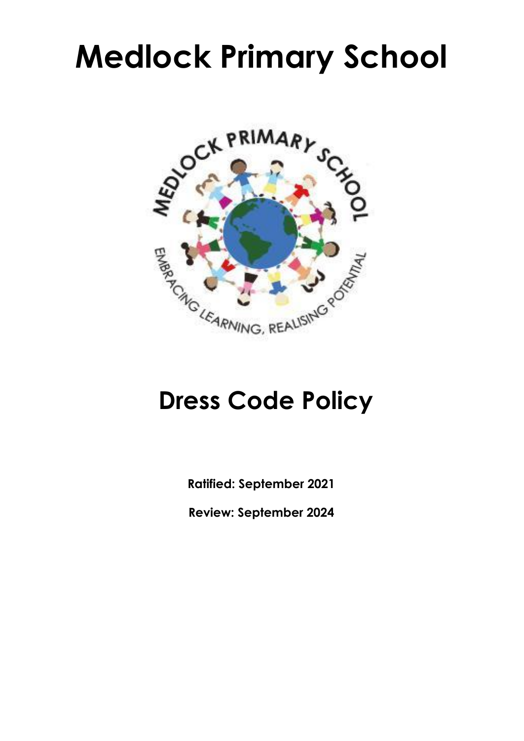# Medlock Primary School

# Dress Code Policy

**Ratified: September 2021**

**Review: September 2024**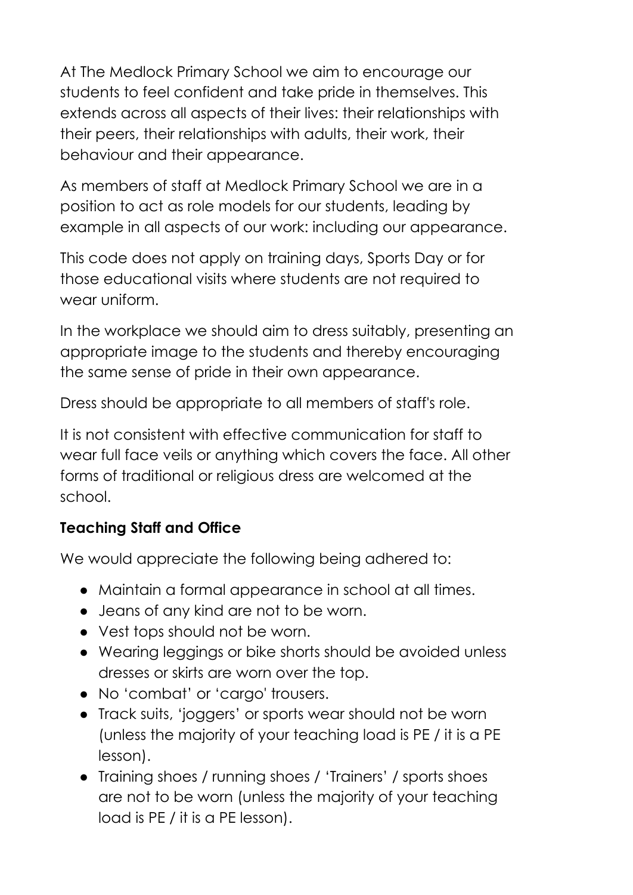At The Medlock Primary School we aim to encourage our students to feel confident and take pride in themselves. This extends across all aspects of their lives: their relationships with their peers, their relationships with adults, their work, their behaviour and their appearance.

As members of staff at Medlock Primary School we are in a position to act as role models for our students, leading by example in all aspects of our work: including our appearance.

This code does not apply on training days, Sports Day or for those educational visits where students are not required to wear uniform.

In the workplace we should aim to dress suitably, presenting an appropriate image to the students and thereby encouraging the same sense of pride in their own appearance.

Dress should be appropriate to all members of staff's role.

It is not consistent with effective communication for staff to wear full face veils or anything which covers the face. All other forms of traditional or religious dress are welcomed at the school.

**Teaching Staff and Office**

We would appreciate the following being adhered to:

- Maintain a formal appearance in school at all times.
- Jeans of any kind are not to be worn.
- Vest tops should not be worn.
- Wearing leggings or bike shorts should be avoided unless dresses or skirts are worn over the top.
- No 'combat' or 'cargo' trousers.
- Track suits, 'joggers' or sports wear should not be worn (unless the majority of your teaching load is PE / it is a PE lesson).
- Training shoes / running shoes / 'Trainers' / sports shoes are not to be worn (unless the majority of your teaching load is PE / it is a PE lesson).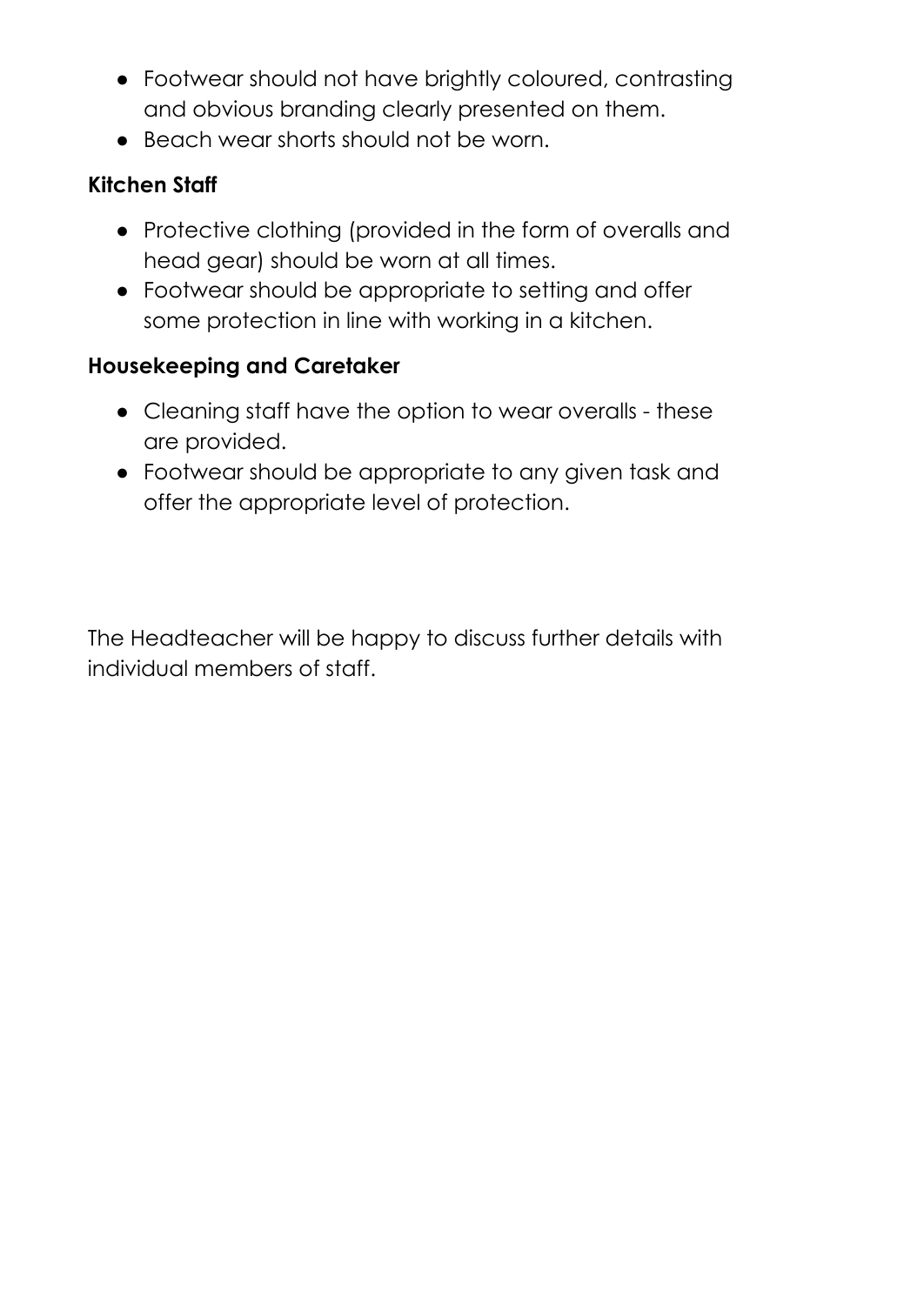- Footwear should not have brightly coloured, contrasting and obvious branding clearly presented on them.
- Beach wear shorts should not be worn.

**Kitchen Staff**

- Protective clothing (provided in the form of overalls and head gear) should be worn at all times.
- Footwear should be appropriate to setting and offer some protection in line with working in a kitchen.

**Housekeeping and Caretaker**

- Cleaning staff have the option to wear overalls - these are provided.
- Footwear should be appropriate to any given task and offer the appropriate level of protection.

The Headteacher will be happy to discuss further details with individual members of staff.